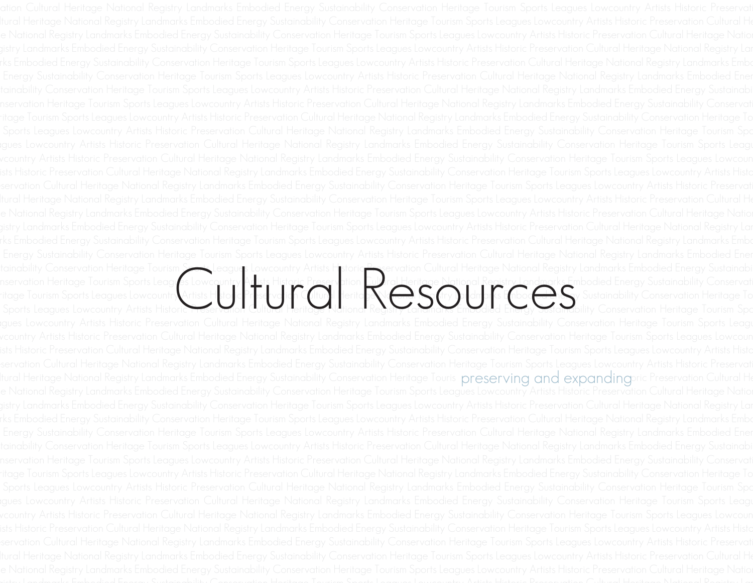# Cultural Resources

preserving and expanding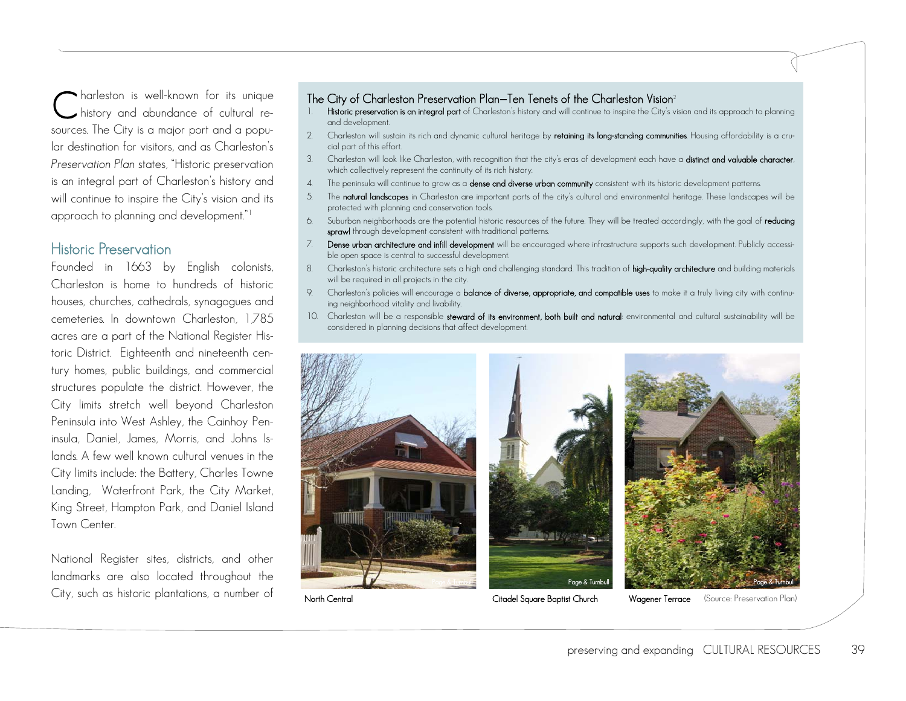Charleston is well-known for its unique history and abundance of cultural resources. The City is a major port and a popular destination for visitors, and as Charleston's *Preservation Plan* states, "Historic preservation is an integral part of Charleston's history and will continue to inspire the City's vision and its approach to planning and development."[1]

## Historic Preservation

Founded in 1663 by English colonists, Charleston is home to hundreds of historic houses, churches, cathedrals, synagogues and cemeteries. In downtown Charleston, 1,785 acres are a part of the National Register Historic District. Eighteenth and nineteenth century homes, public buildings, and commercial structures populate the district. However, the City limits stretch well beyond Charleston Peninsula into West Ashley, the Cainhoy Peninsula, Daniel, James, Morris, and Johns Islands. A few well known cultural venues in the City limits include: the Battery, Charles Towne Landing, Waterfront Park, the City Market, King Street, Hampton Park, and Daniel Island Town Center.

National Register sites, districts, and other landmarks are also located throughout the City, such as historic plantations, a number of

### The City of Charleston Preservation Plan—Ten Tenets of the Charleston Vision[2]

1. **Historic preservation is an integral part** of Charleston's history and will continue to inspire the City's vision and its approach to planning and development.
2. Charleston will sustain its rich and dynamic cultural heritage by **retaining its long-standing communities**. Housing affordability is a crucial part of this effort.
3. Charleston will look like Charleston, with recognition that the city's eras of development each have a **distinct and valuable character**, which collectively represent the continuity of its rich history.
4. The peninsula will continue to grow as a **dense and diverse urban community** consistent with its historic development patterns.
5. The **natural landscapes** in Charleston are important parts of the city's cultural and environmental heritage. These landscapes will be protected with planning and conservation tools.
6. Suburban neighborhoods are the potential historic resources of the future. They will be treated accordingly, with the goal of **reducing sprawl** through development consistent with traditional patterns.
7. **Dense urban architecture and infill development** will be encouraged where infrastructure supports such development. Publicly accessible open space is central to successful development.
8. Charleston's historic architecture sets a high and challenging standard. This tradition of **high-quality architecture** and building materials will be required in all projects in the city.
9. Charleston's policies will encourage a **balance of diverse, appropriate, and compatible uses** to make it a truly living city with continuing neighborhood vitality and livability.
10. Charleston will be a responsible **steward of its environment, both built and natural**: environmental and cultural sustainability will be considered in planning decisions that affect development.

North Central | Citadel Square Baptist Church | Wagener Terrace (Source: Preservation Plan)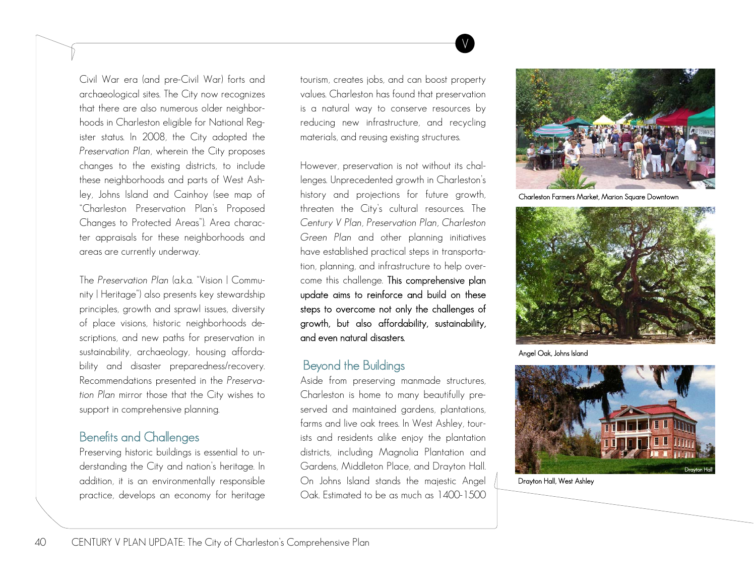Civil War era (and pre-Civil War) forts and archaeological sites. The City now recognizes that there are also numerous older neighborhoods in Charleston eligible for National Register status. In 2008, the City adopted the *Preservation Plan*, wherein the City proposes changes to the existing districts, to include these neighborhoods and parts of West Ashley, Johns Island and Cainhoy (see map of "Charleston Preservation Plan's Proposed Changes to Protected Areas"). Area character appraisals for these neighborhoods and areas are currently underway.

The *Preservation Plan* (a.k.a. "Vision | Community | Heritage") also presents key stewardship principles, growth and sprawl issues, diversity of place visions, historic neighborhoods descriptions, and new paths for preservation in sustainability, archaeology, housing affordability and disaster preparedness/recovery. Recommendations presented in the *Preservation Plan* mirror those that the City wishes to support in comprehensive planning.

## Benefits and Challenges

Preserving historic buildings is essential to understanding the City and nation's heritage. In addition, it is an environmentally responsible practice, develops an economy for heritage tourism, creates jobs, and can boost property values. Charleston has found that preservation is a natural way to conserve resources by reducing new infrastructure, and recycling materials, and reusing existing structures.

However, preservation is not without its challenges. Unprecedented growth in Charleston's history and projections for future growth, threaten the City's cultural resources. The *Century V Plan*, *Preservation Plan*, *Charleston Green Plan* and other planning initiatives have established practical steps in transportation, planning, and infrastructure to help overcome this challenge. **This comprehensive plan update aims to reinforce and build on these steps to overcome not only the challenges of growth, but also affordability, sustainability, and even natural disasters.**

## Beyond the Buildings

Aside from preserving manmade structures, Charleston is home to many beautifully preserved and maintained gardens, plantations, farms and live oak trees. In West Ashley, tourists and residents alike enjoy the plantation districts, including Magnolia Plantation and Gardens, Middleton Place, and Drayton Hall. On Johns Island stands the majestic Angel Oak. Estimated to be as much as 1400-1500

Charleston Farmers Market, Marion Square Downtown

Angel Oak, Johns Island

Drayton Hall, West Ashley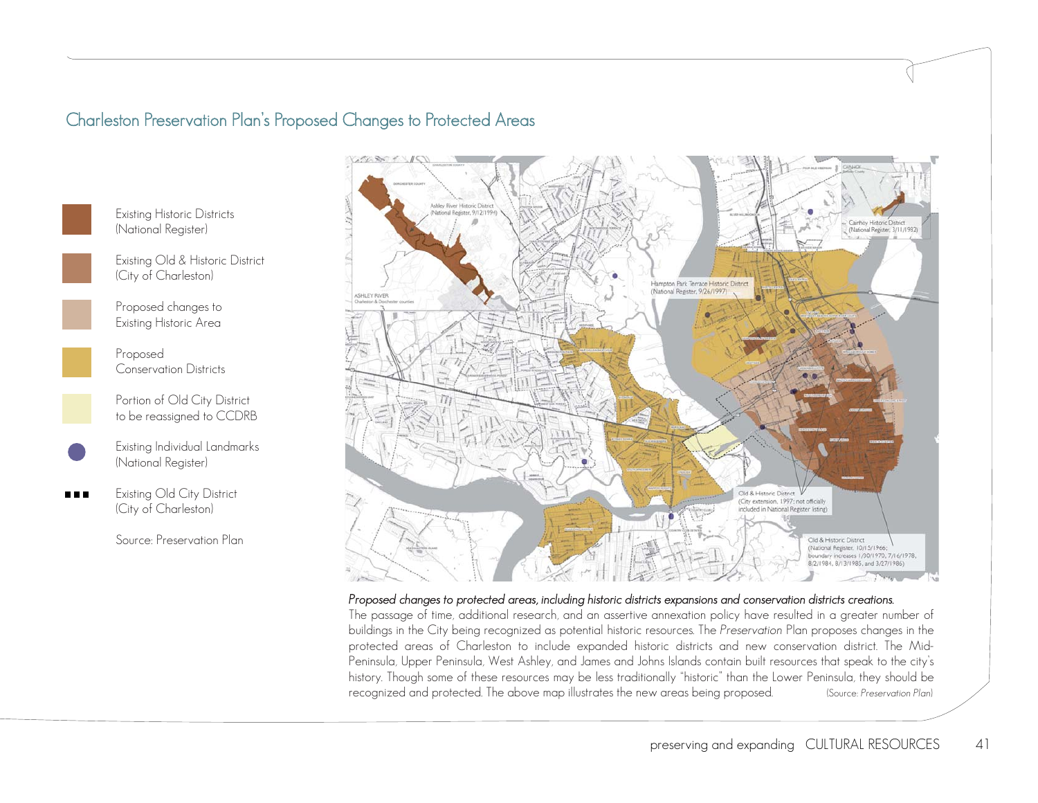## Charleston Preservation Plan's Proposed Changes to Protected Areas

Existing Historic Districts (National Register)

Existing Old & Historic District (City of Charleston)

Proposed changes to Existing Historic Area

Proposed Conservation Districts

Portion of Old City District to be reassigned to CCDRB

Existing Individual Landmarks (National Register)

Existing Old City District (City of Charleston)

Source: Preservation Plan

Ashley River Historic District (National Register, 9/12/1994)

ASHLEY RIVER Charleston & Dorchester counties

Cainhoy Historic District (National Register, 3/11/1982)

Hampton Park Terrace Historic District (National Register, 9/26/1997)

Old & Historic District (City extension, 1997; not officially included in National Register listing)

Old & Historic District (National Register, 10/15/1966; boundary increases 1/30/1970, 7/16/1978, 8/2/1984, 8/13/1985, and 3/27/1986)

*Proposed changes to protected areas, including historic districts expansions and conservation districts creations.*
The passage of time, additional research, and an assertive annexation policy have resulted in a greater number of buildings in the City being recognized as potential historic resources. The *Preservation* Plan proposes changes in the protected areas of Charleston to include expanded historic districts and new conservation district. The Mid-Peninsula, Upper Peninsula, West Ashley, and James and Johns Islands contain built resources that speak to the city's history. Though some of these resources may be less traditionally "historic" than the Lower Peninsula, they should be recognized and protected. The above map illustrates the new areas being proposed. (Source: *Preservation Plan*)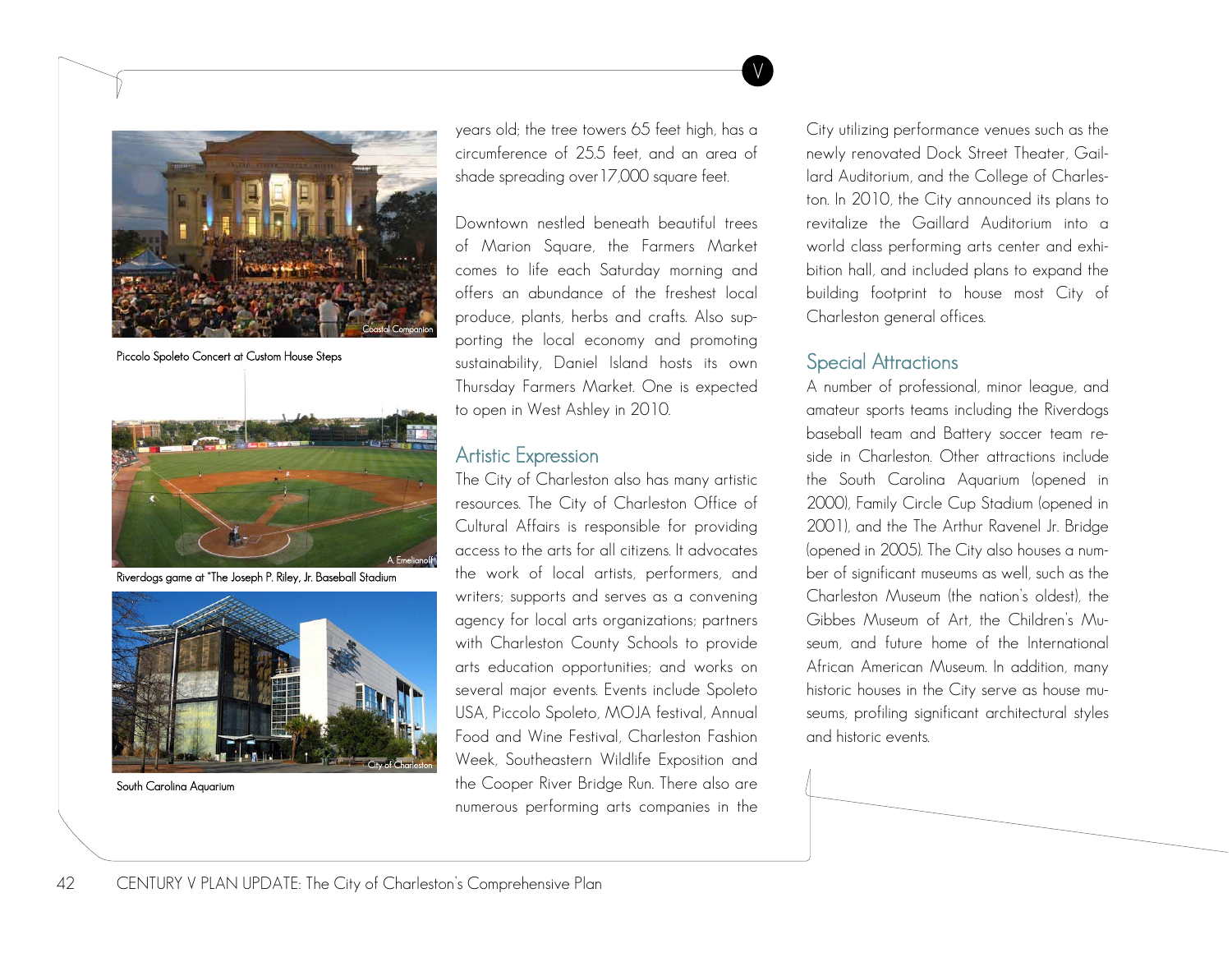Piccolo Spoleto Concert at Custom House Steps

Riverdogs game at "The Joseph P. Riley, Jr. Baseball Stadium

South Carolina Aquarium

years old; the tree towers 65 feet high, has a circumference of 25.5 feet, and an area of shade spreading over 17,000 square feet.

Downtown nestled beneath beautiful trees of Marion Square, the Farmers Market comes to life each Saturday morning and offers an abundance of the freshest local produce, plants, herbs and crafts. Also supporting the local economy and promoting sustainability, Daniel Island hosts its own Thursday Farmers Market. One is expected to open in West Ashley in 2010.

## Artistic Expression

The City of Charleston also has many artistic resources. The City of Charleston Office of Cultural Affairs is responsible for providing access to the arts for all citizens. It advocates the work of local artists, performers, and writers; supports and serves as a convening agency for local arts organizations; partners with Charleston County Schools to provide arts education opportunities; and works on several major events. Events include Spoleto USA, Piccolo Spoleto, MOJA festival, Annual Food and Wine Festival, Charleston Fashion Week, Southeastern Wildlife Exposition and the Cooper River Bridge Run. There also are numerous performing arts companies in the City utilizing performance venues such as the newly renovated Dock Street Theater, Gaillard Auditorium, and the College of Charleston. In 2010, the City announced its plans to revitalize the Gaillard Auditorium into a world class performing arts center and exhibition hall, and included plans to expand the building footprint to house most City of Charleston general offices.

## Special Attractions

A number of professional, minor league, and amateur sports teams including the Riverdogs baseball team and Battery soccer team reside in Charleston. Other attractions include the South Carolina Aquarium (opened in 2000), Family Circle Cup Stadium (opened in 2001), and the The Arthur Ravenel Jr. Bridge (opened in 2005). The City also houses a number of significant museums as well, such as the Charleston Museum (the nation's oldest), the Gibbes Museum of Art, the Children's Museum, and future home of the International African American Museum. In addition, many historic houses in the City serve as house museums, profiling significant architectural styles and historic events.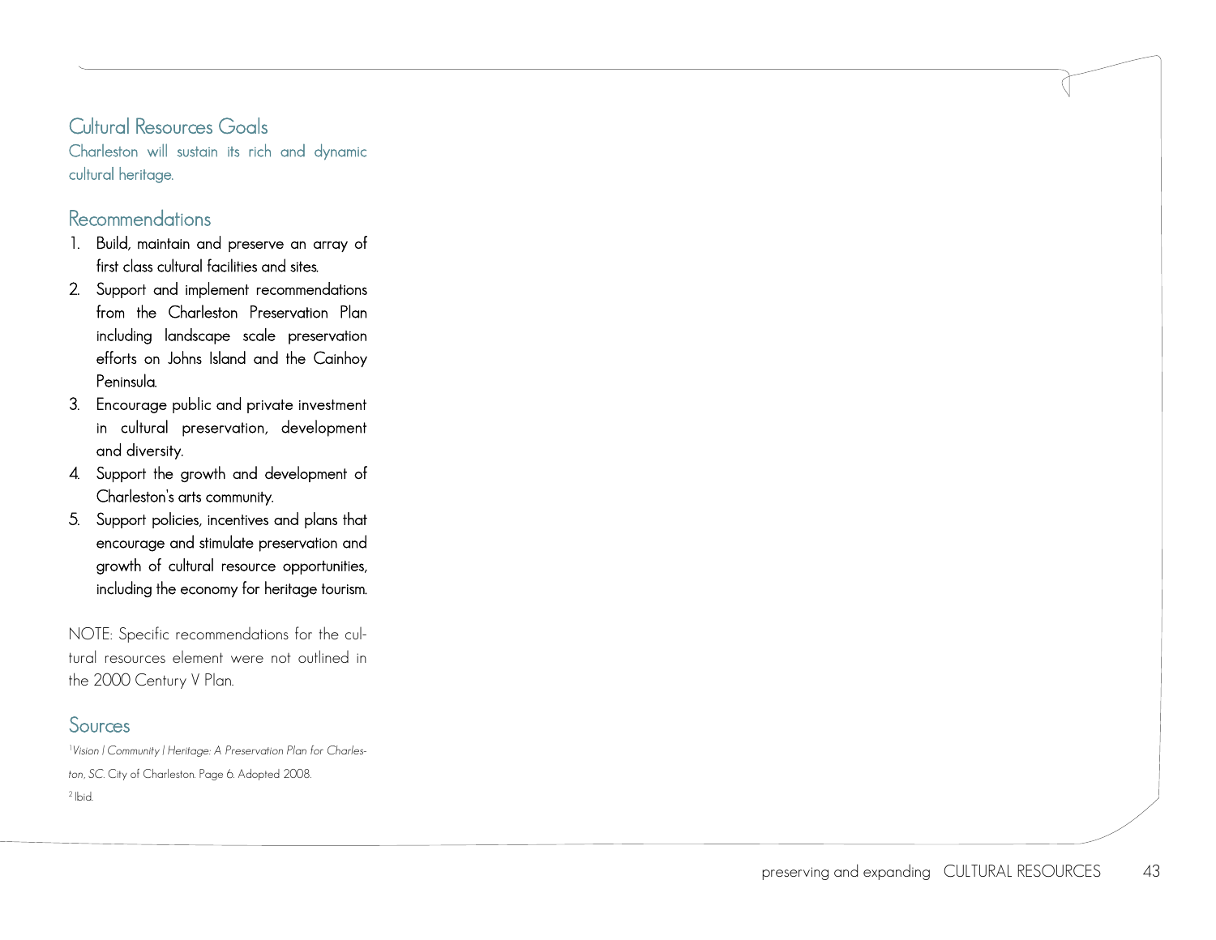## Cultural Resources Goals

Charleston will sustain its rich and dynamic cultural heritage.

## Recommendations

1. Build, maintain and preserve an array of first class cultural facilities and sites.
2. Support and implement recommendations from the Charleston Preservation Plan including landscape scale preservation efforts on Johns Island and the Cainhoy Peninsula.
3. Encourage public and private investment in cultural preservation, development and diversity.
4. Support the growth and development of Charleston's arts community.
5. Support policies, incentives and plans that encourage and stimulate preservation and growth of cultural resource opportunities, including the economy for heritage tourism.

NOTE: Specific recommendations for the cultural resources element were not outlined in the 2000 Century V Plan.

## Sources

[1] *Vision | Community | Heritage: A Preservation Plan for Charleston, SC.* City of Charleston. Page 6. Adopted 2008.

[2] Ibid.